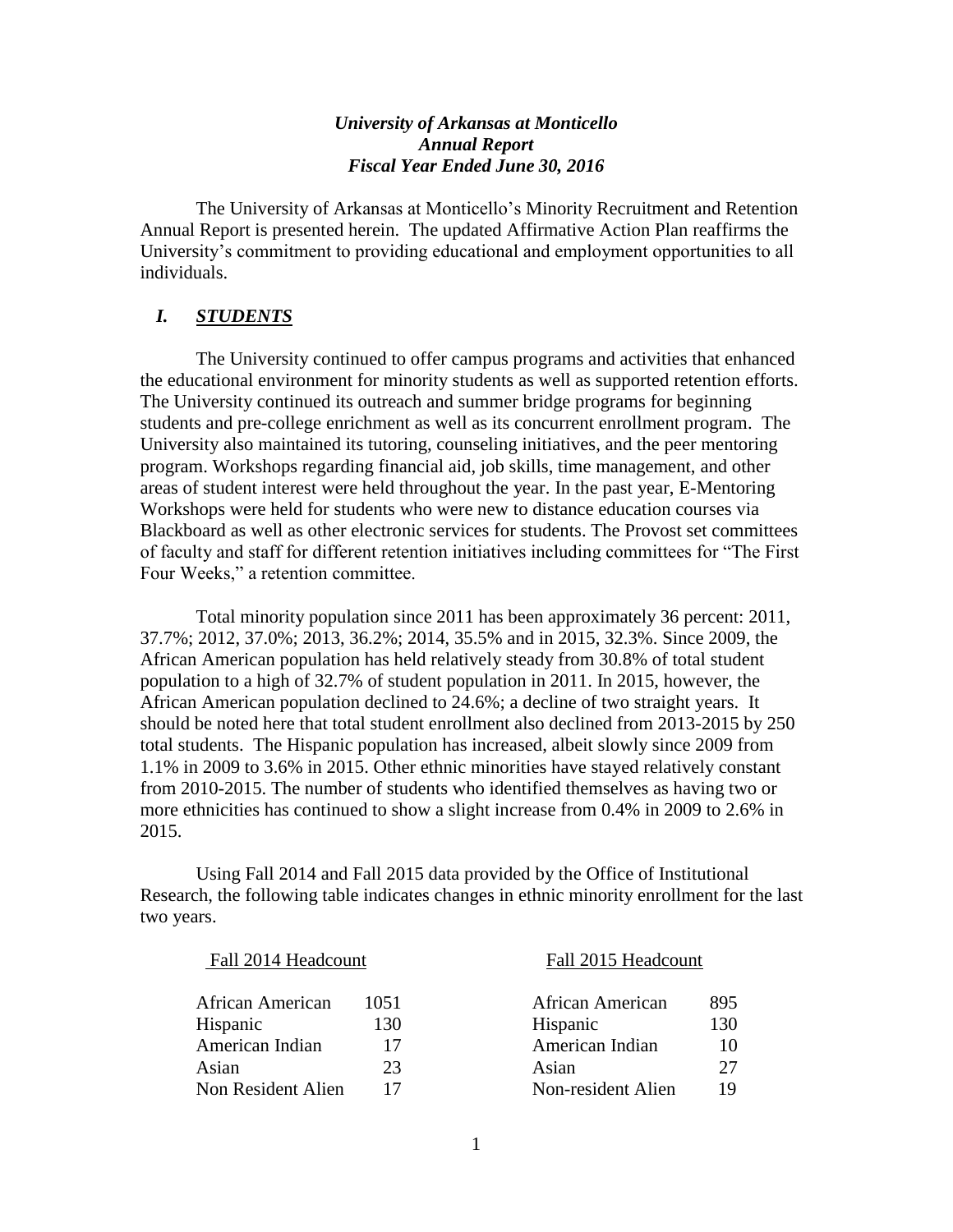***University of Arkansas at Monticello***
***Annual Report***
***Fiscal Year Ended June 30, 2016***

The University of Arkansas at Monticello's Minority Recruitment and Retention Annual Report is presented herein. The updated Affirmative Action Plan reaffirms the University's commitment to providing educational and employment opportunities to all individuals.

## *I. STUDENTS*

The University continued to offer campus programs and activities that enhanced the educational environment for minority students as well as supported retention efforts. The University continued its outreach and summer bridge programs for beginning students and pre-college enrichment as well as its concurrent enrollment program. The University also maintained its tutoring, counseling initiatives, and the peer mentoring program. Workshops regarding financial aid, job skills, time management, and other areas of student interest were held throughout the year. In the past year, E-Mentoring Workshops were held for students who were new to distance education courses via Blackboard as well as other electronic services for students. The Provost set committees of faculty and staff for different retention initiatives including committees for "The First Four Weeks," a retention committee.

Total minority population since 2011 has been approximately 36 percent: 2011, 37.7%; 2012, 37.0%; 2013, 36.2%; 2014, 35.5% and in 2015, 32.3%. Since 2009, the African American population has held relatively steady from 30.8% of total student population to a high of 32.7% of student population in 2011. In 2015, however, the African American population declined to 24.6%; a decline of two straight years. It should be noted here that total student enrollment also declined from 2013-2015 by 250 total students. The Hispanic population has increased, albeit slowly since 2009 from 1.1% in 2009 to 3.6% in 2015. Other ethnic minorities have stayed relatively constant from 2010-2015. The number of students who identified themselves as having two or more ethnicities has continued to show a slight increase from 0.4% in 2009 to 2.6% in 2015.

Using Fall 2014 and Fall 2015 data provided by the Office of Institutional Research, the following table indicates changes in ethnic minority enrollment for the last two years.

| Fall 2014 Headcount | | Fall 2015 Headcount | |
|---|---|---|---|
| African American | 1051 | African American | 895 |
| Hispanic | 130 | Hispanic | 130 |
| American Indian | 17 | American Indian | 10 |
| Asian | 23 | Asian | 27 |
| Non Resident Alien | 17 | Non-resident Alien | 19 |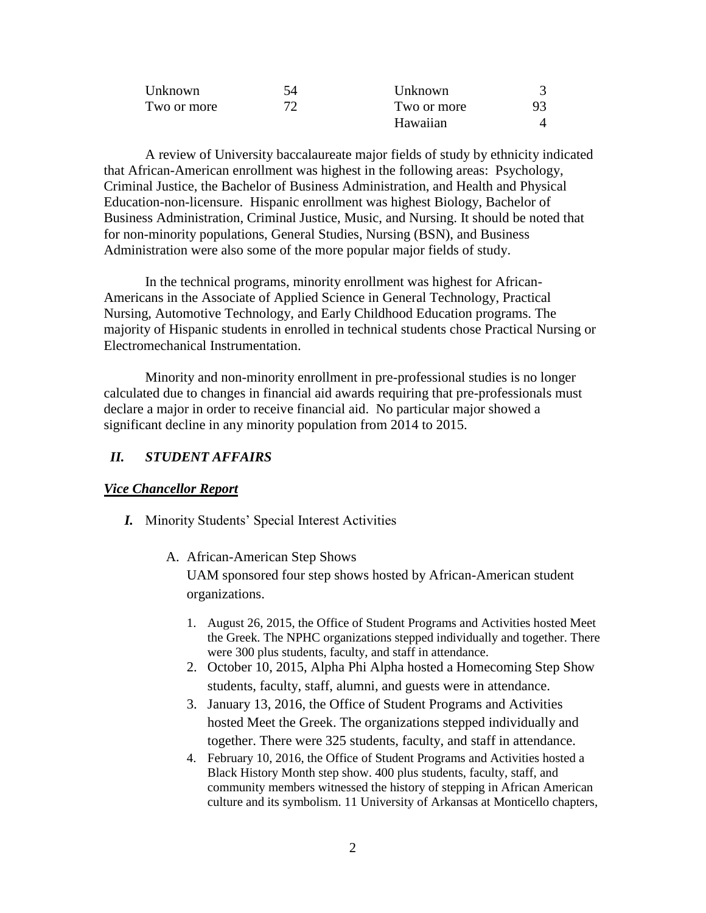| | | | |
|---|---|---|---|
| Unknown | 54 | Unknown | 3 |
| Two or more | 72 | Two or more | 93 |
| | | Hawaiian | 4 |

A review of University baccalaureate major fields of study by ethnicity indicated that African-American enrollment was highest in the following areas: Psychology, Criminal Justice, the Bachelor of Business Administration, and Health and Physical Education-non-licensure. Hispanic enrollment was highest Biology, Bachelor of Business Administration, Criminal Justice, Music, and Nursing. It should be noted that for non-minority populations, General Studies, Nursing (BSN), and Business Administration were also some of the more popular major fields of study.

In the technical programs, minority enrollment was highest for African-Americans in the Associate of Applied Science in General Technology, Practical Nursing, Automotive Technology, and Early Childhood Education programs. The majority of Hispanic students in enrolled in technical students chose Practical Nursing or Electromechanical Instrumentation.

Minority and non-minority enrollment in pre-professional studies is no longer calculated due to changes in financial aid awards requiring that pre-professionals must declare a major in order to receive financial aid. No particular major showed a significant decline in any minority population from 2014 to 2015.

## *II. STUDENT AFFAIRS*

### ***Vice Chancellor Report***

***I.*** Minority Students' Special Interest Activities

A. African-American Step Shows

UAM sponsored four step shows hosted by African-American student organizations.

1. August 26, 2015, the Office of Student Programs and Activities hosted Meet the Greek. The NPHC organizations stepped individually and together. There were 300 plus students, faculty, and staff in attendance.
2. October 10, 2015, Alpha Phi Alpha hosted a Homecoming Step Show students, faculty, staff, alumni, and guests were in attendance.
3. January 13, 2016, the Office of Student Programs and Activities hosted Meet the Greek. The organizations stepped individually and together. There were 325 students, faculty, and staff in attendance.
4. February 10, 2016, the Office of Student Programs and Activities hosted a Black History Month step show. 400 plus students, faculty, staff, and community members witnessed the history of stepping in African American culture and its symbolism. 11 University of Arkansas at Monticello chapters,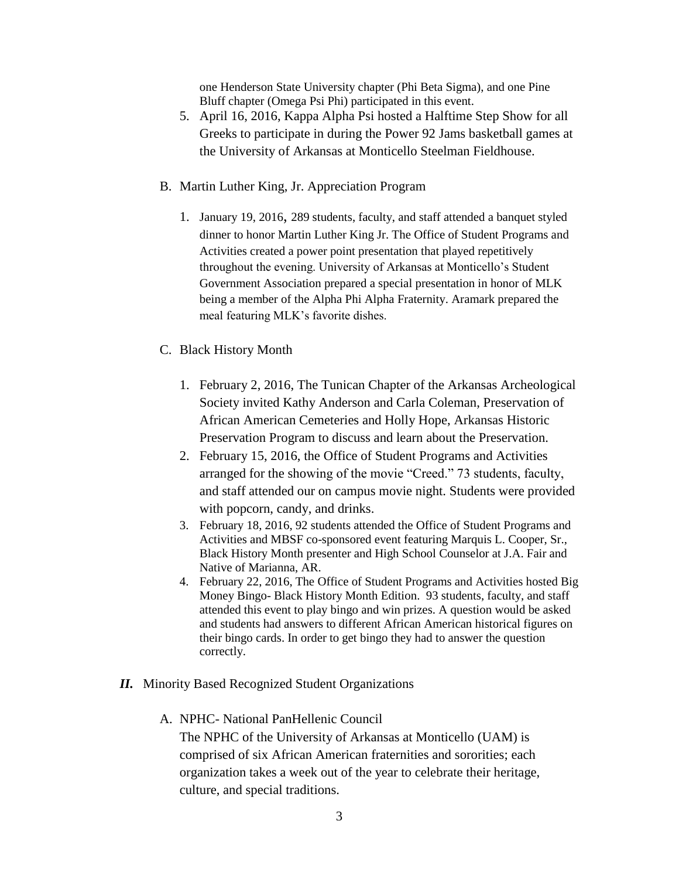one Henderson State University chapter (Phi Beta Sigma), and one Pine Bluff chapter (Omega Psi Phi) participated in this event.

5. April 16, 2016, Kappa Alpha Psi hosted a Halftime Step Show for all Greeks to participate in during the Power 92 Jams basketball games at the University of Arkansas at Monticello Steelman Fieldhouse.

B. Martin Luther King, Jr. Appreciation Program

1. January 19, 2016, 289 students, faculty, and staff attended a banquet styled dinner to honor Martin Luther King Jr. The Office of Student Programs and Activities created a power point presentation that played repetitively throughout the evening. University of Arkansas at Monticello's Student Government Association prepared a special presentation in honor of MLK being a member of the Alpha Phi Alpha Fraternity. Aramark prepared the meal featuring MLK's favorite dishes.

C. Black History Month

1. February 2, 2016, The Tunican Chapter of the Arkansas Archeological Society invited Kathy Anderson and Carla Coleman, Preservation of African American Cemeteries and Holly Hope, Arkansas Historic Preservation Program to discuss and learn about the Preservation.
2. February 15, 2016, the Office of Student Programs and Activities arranged for the showing of the movie "Creed." 73 students, faculty, and staff attended our on campus movie night. Students were provided with popcorn, candy, and drinks.
3. February 18, 2016, 92 students attended the Office of Student Programs and Activities and MBSF co-sponsored event featuring Marquis L. Cooper, Sr., Black History Month presenter and High School Counselor at J.A. Fair and Native of Marianna, AR.
4. February 22, 2016, The Office of Student Programs and Activities hosted Big Money Bingo- Black History Month Edition. 93 students, faculty, and staff attended this event to play bingo and win prizes. A question would be asked and students had answers to different African American historical figures on their bingo cards. In order to get bingo they had to answer the question correctly.

***II.*** Minority Based Recognized Student Organizations

A. NPHC- National PanHellenic Council

The NPHC of the University of Arkansas at Monticello (UAM) is comprised of six African American fraternities and sororities; each organization takes a week out of the year to celebrate their heritage, culture, and special traditions.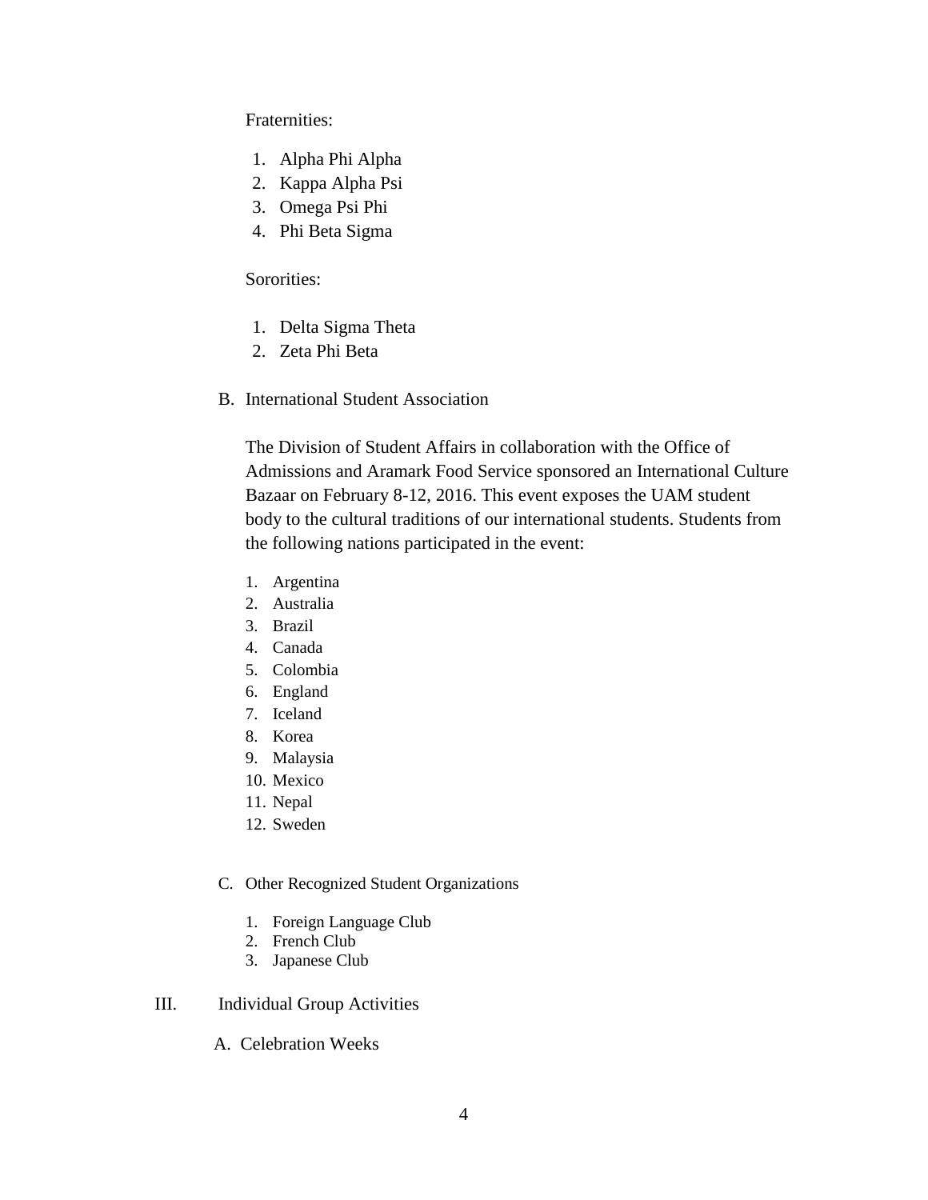Fraternities:

1. Alpha Phi Alpha
2. Kappa Alpha Psi
3. Omega Psi Phi
4. Phi Beta Sigma

Sororities:

1. Delta Sigma Theta
2. Zeta Phi Beta

B. International Student Association

The Division of Student Affairs in collaboration with the Office of Admissions and Aramark Food Service sponsored an International Culture Bazaar on February 8-12, 2016. This event exposes the UAM student body to the cultural traditions of our international students. Students from the following nations participated in the event:

1. Argentina
2. Australia
3. Brazil
4. Canada
5. Colombia
6. England
7. Iceland
8. Korea
9. Malaysia
10. Mexico
11. Nepal
12. Sweden

C. Other Recognized Student Organizations

1. Foreign Language Club
2. French Club
3. Japanese Club

III. Individual Group Activities

A. Celebration Weeks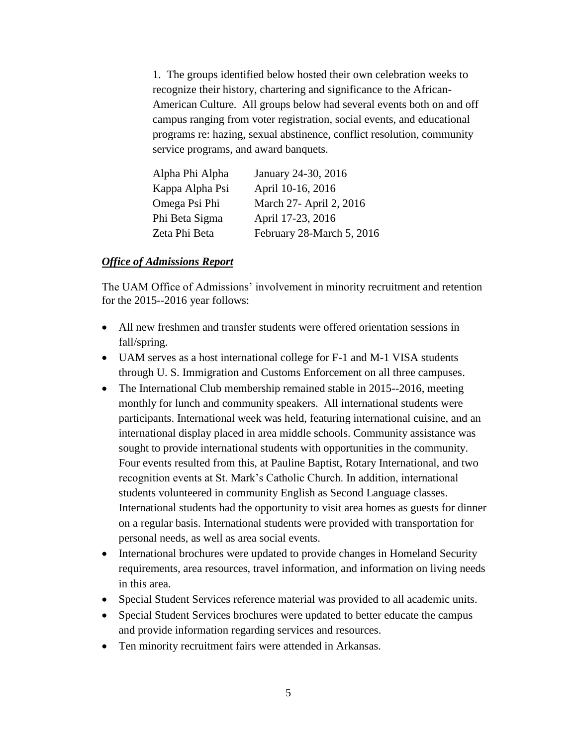1. The groups identified below hosted their own celebration weeks to recognize their history, chartering and significance to the African-American Culture. All groups below had several events both on and off campus ranging from voter registration, social events, and educational programs re: hazing, sexual abstinence, conflict resolution, community service programs, and award banquets.

| | |
|---|---|
| Alpha Phi Alpha | January 24-30, 2016 |
| Kappa Alpha Psi | April 10-16, 2016 |
| Omega Psi Phi | March 27- April 2, 2016 |
| Phi Beta Sigma | April 17-23, 2016 |
| Zeta Phi Beta | February 28-March 5, 2016 |

***Office of Admissions Report***

The UAM Office of Admissions' involvement in minority recruitment and retention for the 2015--2016 year follows:

- All new freshmen and transfer students were offered orientation sessions in fall/spring.
- UAM serves as a host international college for F-1 and M-1 VISA students through U. S. Immigration and Customs Enforcement on all three campuses.
- The International Club membership remained stable in 2015--2016, meeting monthly for lunch and community speakers. All international students were participants. International week was held, featuring international cuisine, and an international display placed in area middle schools. Community assistance was sought to provide international students with opportunities in the community. Four events resulted from this, at Pauline Baptist, Rotary International, and two recognition events at St. Mark's Catholic Church. In addition, international students volunteered in community English as Second Language classes. International students had the opportunity to visit area homes as guests for dinner on a regular basis. International students were provided with transportation for personal needs, as well as area social events.
- International brochures were updated to provide changes in Homeland Security requirements, area resources, travel information, and information on living needs in this area.
- Special Student Services reference material was provided to all academic units.
- Special Student Services brochures were updated to better educate the campus and provide information regarding services and resources.
- Ten minority recruitment fairs were attended in Arkansas.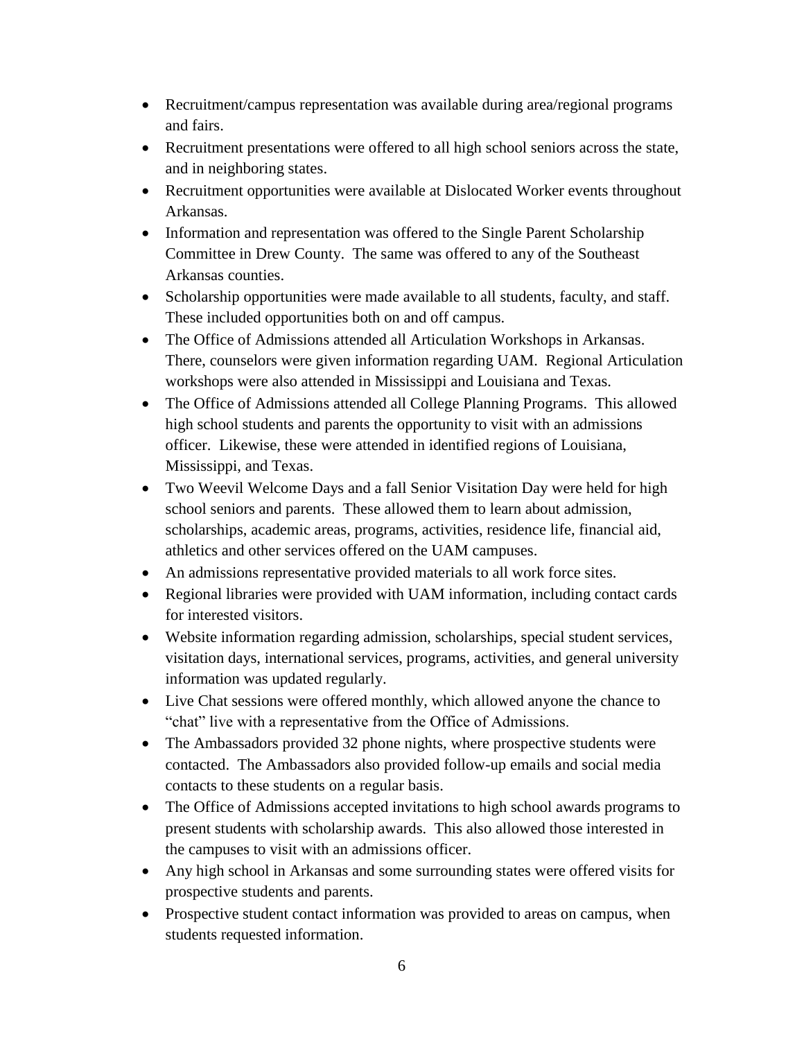- Recruitment/campus representation was available during area/regional programs and fairs.
- Recruitment presentations were offered to all high school seniors across the state, and in neighboring states.
- Recruitment opportunities were available at Dislocated Worker events throughout Arkansas.
- Information and representation was offered to the Single Parent Scholarship Committee in Drew County. The same was offered to any of the Southeast Arkansas counties.
- Scholarship opportunities were made available to all students, faculty, and staff. These included opportunities both on and off campus.
- The Office of Admissions attended all Articulation Workshops in Arkansas. There, counselors were given information regarding UAM. Regional Articulation workshops were also attended in Mississippi and Louisiana and Texas.
- The Office of Admissions attended all College Planning Programs. This allowed high school students and parents the opportunity to visit with an admissions officer. Likewise, these were attended in identified regions of Louisiana, Mississippi, and Texas.
- Two Weevil Welcome Days and a fall Senior Visitation Day were held for high school seniors and parents. These allowed them to learn about admission, scholarships, academic areas, programs, activities, residence life, financial aid, athletics and other services offered on the UAM campuses.
- An admissions representative provided materials to all work force sites.
- Regional libraries were provided with UAM information, including contact cards for interested visitors.
- Website information regarding admission, scholarships, special student services, visitation days, international services, programs, activities, and general university information was updated regularly.
- Live Chat sessions were offered monthly, which allowed anyone the chance to "chat" live with a representative from the Office of Admissions.
- The Ambassadors provided 32 phone nights, where prospective students were contacted. The Ambassadors also provided follow-up emails and social media contacts to these students on a regular basis.
- The Office of Admissions accepted invitations to high school awards programs to present students with scholarship awards. This also allowed those interested in the campuses to visit with an admissions officer.
- Any high school in Arkansas and some surrounding states were offered visits for prospective students and parents.
- Prospective student contact information was provided to areas on campus, when students requested information.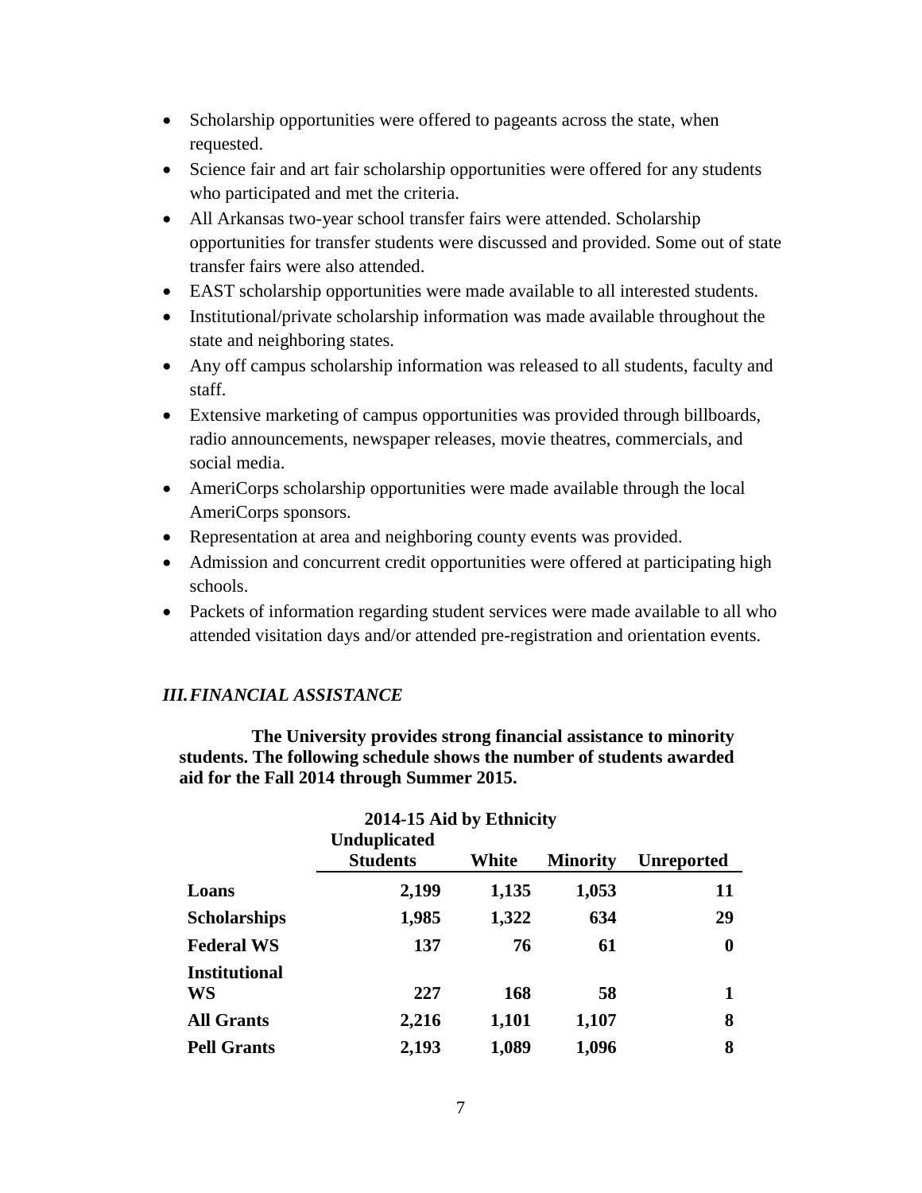- Scholarship opportunities were offered to pageants across the state, when requested.
- Science fair and art fair scholarship opportunities were offered for any students who participated and met the criteria.
- All Arkansas two-year school transfer fairs were attended. Scholarship opportunities for transfer students were discussed and provided. Some out of state transfer fairs were also attended.
- EAST scholarship opportunities were made available to all interested students.
- Institutional/private scholarship information was made available throughout the state and neighboring states.
- Any off campus scholarship information was released to all students, faculty and staff.
- Extensive marketing of campus opportunities was provided through billboards, radio announcements, newspaper releases, movie theatres, commercials, and social media.
- AmeriCorps scholarship opportunities were made available through the local AmeriCorps sponsors.
- Representation at area and neighboring county events was provided.
- Admission and concurrent credit opportunities were offered at participating high schools.
- Packets of information regarding student services were made available to all who attended visitation days and/or attended pre-registration and orientation events.

## *III. FINANCIAL ASSISTANCE*

**The University provides strong financial assistance to minority students. The following schedule shows the number of students awarded aid for the Fall 2014 through Summer 2015.**

**2014-15 Aid by Ethnicity**

| | Unduplicated Students | White | Minority | Unreported |
|---|---|---|---|---|
| **Loans** | **2,199** | **1,135** | **1,053** | **11** |
| **Scholarships** | **1,985** | **1,322** | **634** | **29** |
| **Federal WS** | **137** | **76** | **61** | **0** |
| **Institutional WS** | **227** | **168** | **58** | **1** |
| **All Grants** | **2,216** | **1,101** | **1,107** | **8** |
| **Pell Grants** | **2,193** | **1,089** | **1,096** | **8** |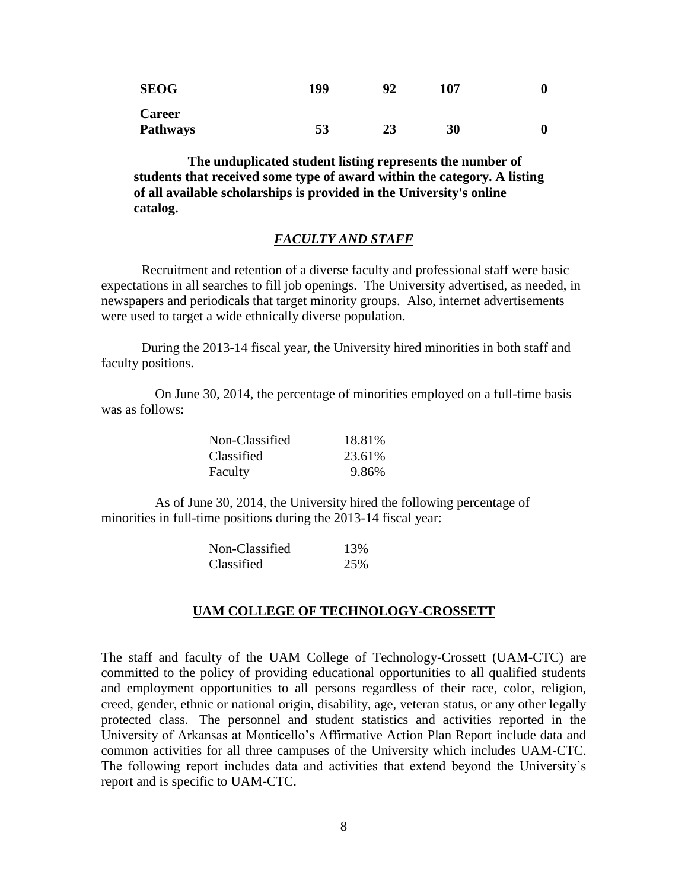| | | | | |
|---|---|---|---|---|
| **SEOG** | **199** | **92** | **107** | **0** |
| **Career Pathways** | **53** | **23** | **30** | **0** |

**The unduplicated student listing represents the number of students that received some type of award within the category. A listing of all available scholarships is provided in the University's online catalog.**

## ***FACULTY AND STAFF***

Recruitment and retention of a diverse faculty and professional staff were basic expectations in all searches to fill job openings. The University advertised, as needed, in newspapers and periodicals that target minority groups. Also, internet advertisements were used to target a wide ethnically diverse population.

During the 2013-14 fiscal year, the University hired minorities in both staff and faculty positions.

On June 30, 2014, the percentage of minorities employed on a full-time basis was as follows:

| | |
|---|---|
| Non-Classified | 18.81% |
| Classified | 23.61% |
| Faculty | 9.86% |

As of June 30, 2014, the University hired the following percentage of minorities in full-time positions during the 2013-14 fiscal year:

| | |
|---|---|
| Non-Classified | 13% |
| Classified | 25% |

## **UAM COLLEGE OF TECHNOLOGY-CROSSETT**

The staff and faculty of the UAM College of Technology-Crossett (UAM-CTC) are committed to the policy of providing educational opportunities to all qualified students and employment opportunities to all persons regardless of their race, color, religion, creed, gender, ethnic or national origin, disability, age, veteran status, or any other legally protected class. The personnel and student statistics and activities reported in the University of Arkansas at Monticello's Affirmative Action Plan Report include data and common activities for all three campuses of the University which includes UAM-CTC. The following report includes data and activities that extend beyond the University's report and is specific to UAM-CTC.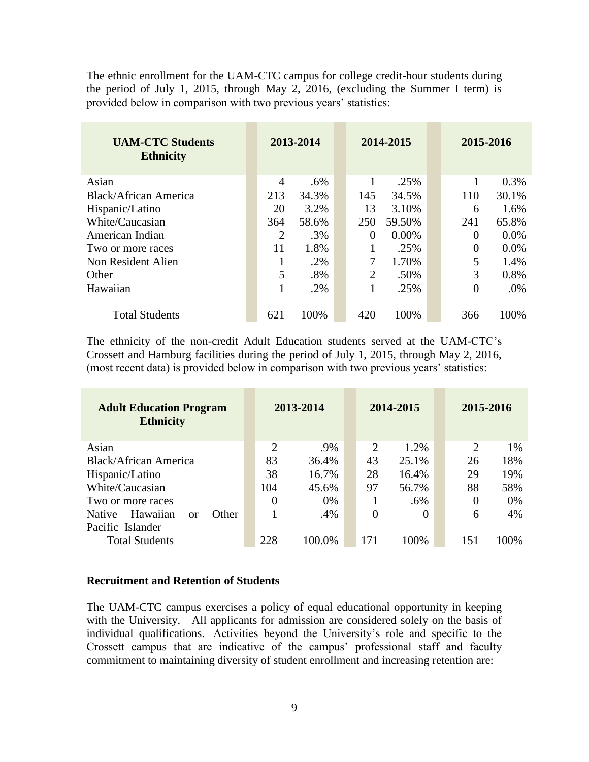The ethnic enrollment for the UAM-CTC campus for college credit-hour students during the period of July 1, 2015, through May 2, 2016, (excluding the Summer I term) is provided below in comparison with two previous years' statistics:

| UAM-CTC Students Ethnicity | 2013-2014 | | 2014-2015 | | 2015-2016 | |
|---|---|---|---|---|---|---|
| Asian | 4 | .6% | 1 | .25% | 1 | 0.3% |
| Black/African America | 213 | 34.3% | 145 | 34.5% | 110 | 30.1% |
| Hispanic/Latino | 20 | 3.2% | 13 | 3.10% | 6 | 1.6% |
| White/Caucasian | 364 | 58.6% | 250 | 59.50% | 241 | 65.8% |
| American Indian | 2 | .3% | 0 | 0.00% | 0 | 0.0% |
| Two or more races | 11 | 1.8% | 1 | .25% | 0 | 0.0% |
| Non Resident Alien | 1 | .2% | 7 | 1.70% | 5 | 1.4% |
| Other | 5 | .8% | 2 | .50% | 3 | 0.8% |
| Hawaiian | 1 | .2% | 1 | .25% | 0 | .0% |
| Total Students | 621 | 100% | 420 | 100% | 366 | 100% |

The ethnicity of the non-credit Adult Education students served at the UAM-CTC's Crossett and Hamburg facilities during the period of July 1, 2015, through May 2, 2016, (most recent data) is provided below in comparison with two previous years' statistics:

| Adult Education Program Ethnicity | 2013-2014 | | 2014-2015 | | 2015-2016 | |
|---|---|---|---|---|---|---|
| Asian | 2 | .9% | 2 | 1.2% | 2 | 1% |
| Black/African America | 83 | 36.4% | 43 | 25.1% | 26 | 18% |
| Hispanic/Latino | 38 | 16.7% | 28 | 16.4% | 29 | 19% |
| White/Caucasian | 104 | 45.6% | 97 | 56.7% | 88 | 58% |
| Two or more races | 0 | 0% | 1 | .6% | 0 | 0% |
| Native Hawaiian or Other Pacific Islander | 1 | .4% | 0 | 0 | 6 | 4% |
| Total Students | 228 | 100.0% | 171 | 100% | 151 | 100% |

### Recruitment and Retention of Students

The UAM-CTC campus exercises a policy of equal educational opportunity in keeping with the University. All applicants for admission are considered solely on the basis of individual qualifications. Activities beyond the University's role and specific to the Crossett campus that are indicative of the campus' professional staff and faculty commitment to maintaining diversity of student enrollment and increasing retention are: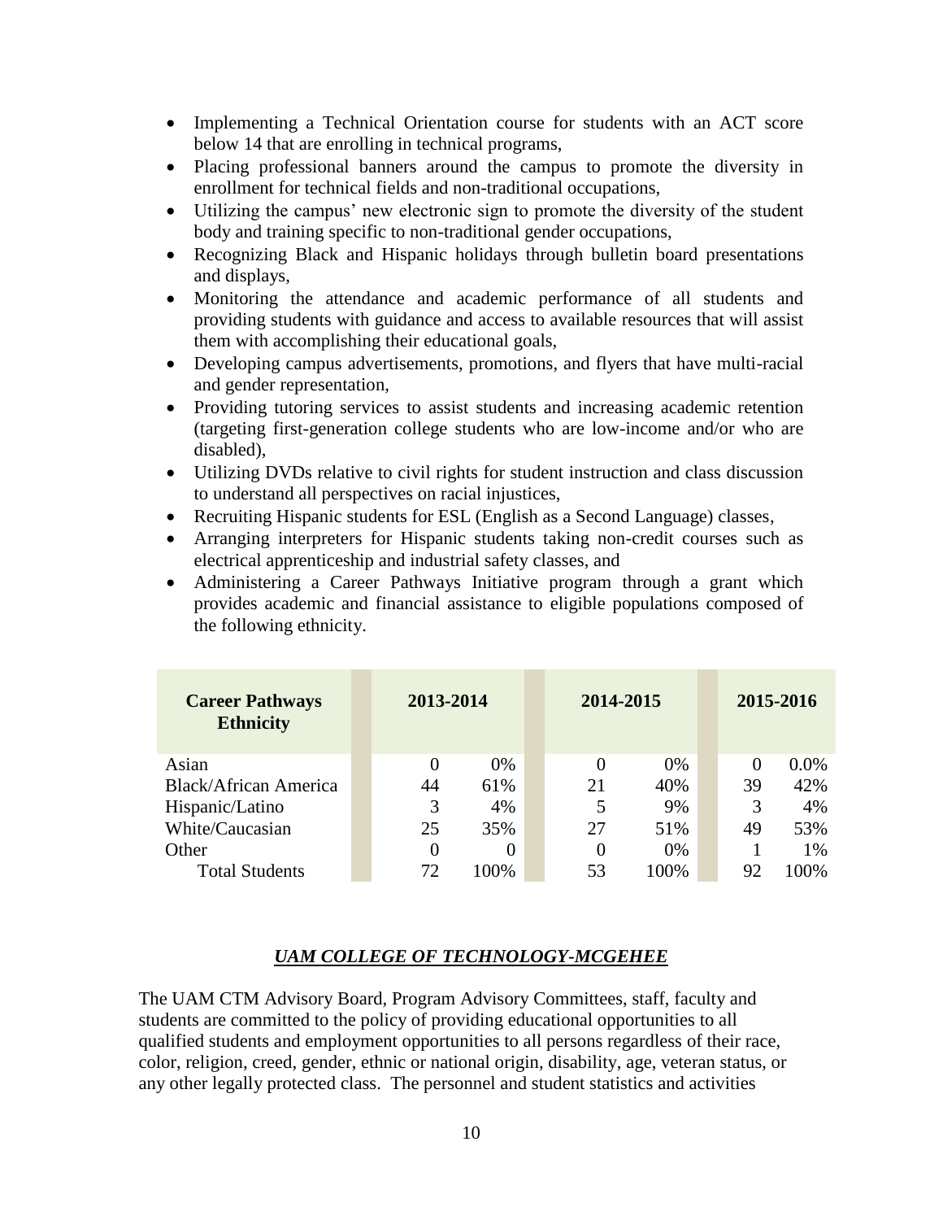- Implementing a Technical Orientation course for students with an ACT score below 14 that are enrolling in technical programs,
- Placing professional banners around the campus to promote the diversity in enrollment for technical fields and non-traditional occupations,
- Utilizing the campus' new electronic sign to promote the diversity of the student body and training specific to non-traditional gender occupations,
- Recognizing Black and Hispanic holidays through bulletin board presentations and displays,
- Monitoring the attendance and academic performance of all students and providing students with guidance and access to available resources that will assist them with accomplishing their educational goals,
- Developing campus advertisements, promotions, and flyers that have multi-racial and gender representation,
- Providing tutoring services to assist students and increasing academic retention (targeting first-generation college students who are low-income and/or who are disabled),
- Utilizing DVDs relative to civil rights for student instruction and class discussion to understand all perspectives on racial injustices,
- Recruiting Hispanic students for ESL (English as a Second Language) classes,
- Arranging interpreters for Hispanic students taking non-credit courses such as electrical apprenticeship and industrial safety classes, and
- Administering a Career Pathways Initiative program through a grant which provides academic and financial assistance to eligible populations composed of the following ethnicity.

| Career Pathways Ethnicity | 2013-2014 | | 2014-2015 | | 2015-2016 | |
|---|---|---|---|---|---|---|
| Asian | 0 | 0% | 0 | 0% | 0 | 0.0% |
| Black/African America | 44 | 61% | 21 | 40% | 39 | 42% |
| Hispanic/Latino | 3 | 4% | 5 | 9% | 3 | 4% |
| White/Caucasian | 25 | 35% | 27 | 51% | 49 | 53% |
| Other | 0 | 0 | 0 | 0% | 1 | 1% |
| Total Students | 72 | 100% | 53 | 100% | 92 | 100% |

## *UAM COLLEGE OF TECHNOLOGY-MCGEHEE*

The UAM CTM Advisory Board, Program Advisory Committees, staff, faculty and students are committed to the policy of providing educational opportunities to all qualified students and employment opportunities to all persons regardless of their race, color, religion, creed, gender, ethnic or national origin, disability, age, veteran status, or any other legally protected class. The personnel and student statistics and activities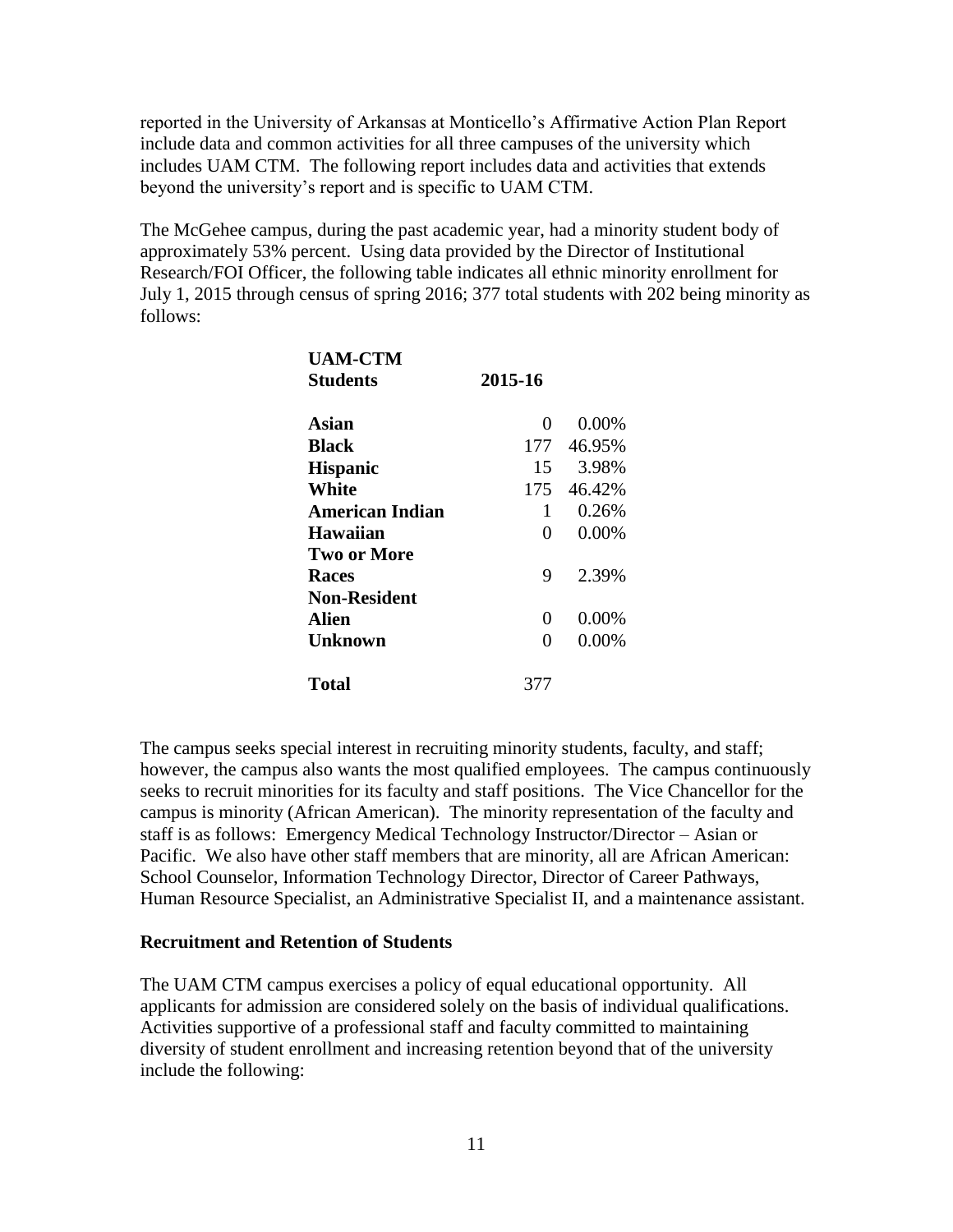reported in the University of Arkansas at Monticello's Affirmative Action Plan Report include data and common activities for all three campuses of the university which includes UAM CTM. The following report includes data and activities that extends beyond the university's report and is specific to UAM CTM.

The McGehee campus, during the past academic year, had a minority student body of approximately 53% percent. Using data provided by the Director of Institutional Research/FOI Officer, the following table indicates all ethnic minority enrollment for July 1, 2015 through census of spring 2016; 377 total students with 202 being minority as follows:

| UAM-CTM Students | 2015-16 | |
|---|---|---|
| **Asian** | 0 | 0.00% |
| **Black** | 177 | 46.95% |
| **Hispanic** | 15 | 3.98% |
| **White** | 175 | 46.42% |
| **American Indian** | 1 | 0.26% |
| **Hawaiian** | 0 | 0.00% |
| **Two or More Races** | 9 | 2.39% |
| **Non-Resident Alien** | 0 | 0.00% |
| **Unknown** | 0 | 0.00% |
| **Total** | 377 | |

The campus seeks special interest in recruiting minority students, faculty, and staff; however, the campus also wants the most qualified employees. The campus continuously seeks to recruit minorities for its faculty and staff positions. The Vice Chancellor for the campus is minority (African American). The minority representation of the faculty and staff is as follows: Emergency Medical Technology Instructor/Director – Asian or Pacific. We also have other staff members that are minority, all are African American: School Counselor, Information Technology Director, Director of Career Pathways, Human Resource Specialist, an Administrative Specialist II, and a maintenance assistant.

**Recruitment and Retention of Students**

The UAM CTM campus exercises a policy of equal educational opportunity. All applicants for admission are considered solely on the basis of individual qualifications. Activities supportive of a professional staff and faculty committed to maintaining diversity of student enrollment and increasing retention beyond that of the university include the following: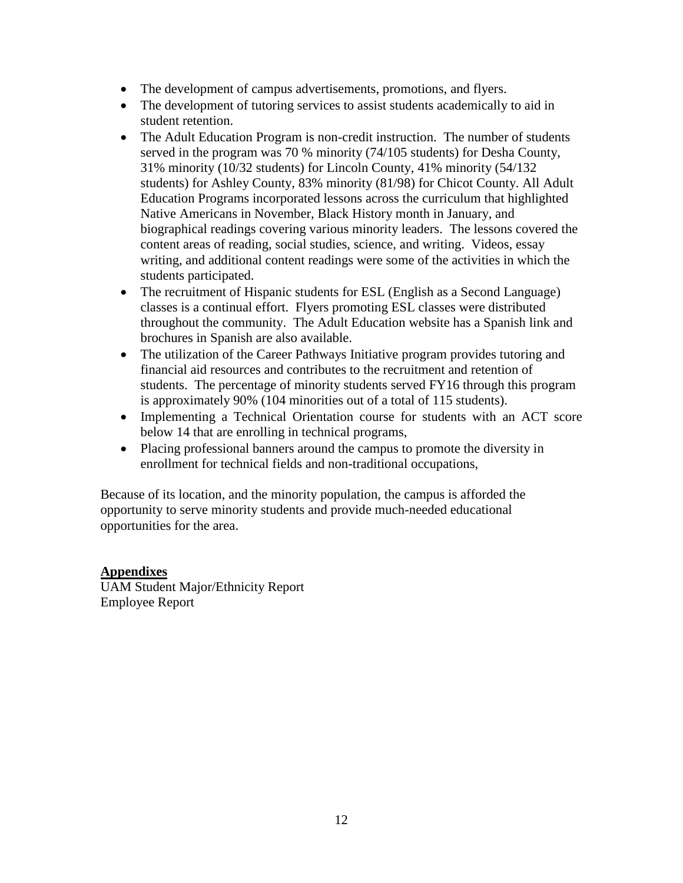- The development of campus advertisements, promotions, and flyers.
- The development of tutoring services to assist students academically to aid in student retention.
- The Adult Education Program is non-credit instruction. The number of students served in the program was 70 % minority (74/105 students) for Desha County, 31% minority (10/32 students) for Lincoln County, 41% minority (54/132 students) for Ashley County, 83% minority (81/98) for Chicot County. All Adult Education Programs incorporated lessons across the curriculum that highlighted Native Americans in November, Black History month in January, and biographical readings covering various minority leaders. The lessons covered the content areas of reading, social studies, science, and writing. Videos, essay writing, and additional content readings were some of the activities in which the students participated.
- The recruitment of Hispanic students for ESL (English as a Second Language) classes is a continual effort. Flyers promoting ESL classes were distributed throughout the community. The Adult Education website has a Spanish link and brochures in Spanish are also available.
- The utilization of the Career Pathways Initiative program provides tutoring and financial aid resources and contributes to the recruitment and retention of students. The percentage of minority students served FY16 through this program is approximately 90% (104 minorities out of a total of 115 students).
- Implementing a Technical Orientation course for students with an ACT score below 14 that are enrolling in technical programs,
- Placing professional banners around the campus to promote the diversity in enrollment for technical fields and non-traditional occupations,

Because of its location, and the minority population, the campus is afforded the opportunity to serve minority students and provide much-needed educational opportunities for the area.

**Appendixes**

UAM Student Major/Ethnicity Report
Employee Report